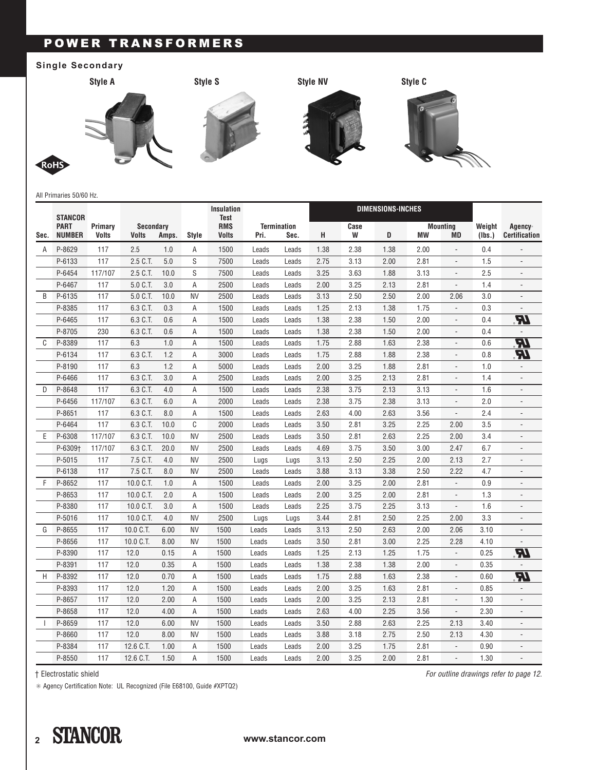# POWER TRANSFORMERS

## Single Secondary

Style A    Style S    Style NV    Style C

RoHS

All Primaries 50/60 Hz.

| Sec. | STANCOR PART NUMBER | Primary Volts | Secondary Volts | Secondary Amps. | Style | Insulation Test RMS Volts | Termination Pri. | Termination Sec. | H | Case W | D | Mounting MW | Mounting MD | Weight (lbs.) | Agency* Certification |
|---|---|---|---|---|---|---|---|---|---|---|---|---|---|---|---|
| A | P-8629 | 117 | 2.5 | 1.0 | A | 1500 | Leads | Leads | 1.38 | 2.38 | 1.38 | 2.00 | - | 0.4 | - |
| | P-6133 | 117 | 2.5 C.T. | 5.0 | S | 7500 | Leads | Leads | 2.75 | 3.13 | 2.00 | 2.81 | - | 1.5 | - |
| | P-6454 | 117/107 | 2.5 C.T. | 10.0 | S | 7500 | Leads | Leads | 3.25 | 3.63 | 1.88 | 3.13 | - | 2.5 | - |
| | P-6467 | 117 | 5.0 C.T. | 3.0 | A | 2500 | Leads | Leads | 2.00 | 3.25 | 2.13 | 2.81 | - | 1.4 | - |
| B | P-6135 | 117 | 5.0 C.T. | 10.0 | NV | 2500 | Leads | Leads | 3.13 | 2.50 | 2.50 | 2.00 | 2.06 | 3.0 | - |
| | P-8385 | 117 | 6.3 C.T. | 0.3 | A | 1500 | Leads | Leads | 1.25 | 2.13 | 1.38 | 1.75 | - | 0.3 | - |
| | P-6465 | 117 | 6.3 C.T. | 0.6 | A | 1500 | Leads | Leads | 1.38 | 2.38 | 1.50 | 2.00 | - | 0.4 | UR |
| | P-8705 | 230 | 6.3 C.T. | 0.6 | A | 1500 | Leads | Leads | 1.38 | 2.38 | 1.50 | 2.00 | - | 0.4 | - |
| C | P-8389 | 117 | 6.3 | 1.0 | A | 1500 | Leads | Leads | 1.75 | 2.88 | 1.63 | 2.38 | - | 0.6 | UR |
| | P-6134 | 117 | 6.3 C.T. | 1.2 | A | 3000 | Leads | Leads | 1.75 | 2.88 | 1.88 | 2.38 | - | 0.8 | UR |
| | P-8190 | 117 | 6.3 | 1.2 | A | 5000 | Leads | Leads | 2.00 | 3.25 | 1.88 | 2.81 | - | 1.0 | - |
| | P-6466 | 117 | 6.3 C.T. | 3.0 | A | 2500 | Leads | Leads | 2.00 | 3.25 | 2.13 | 2.81 | - | 1.4 | - |
| D | P-8648 | 117 | 6.3 C.T. | 4.0 | A | 1500 | Leads | Leads | 2.38 | 3.75 | 2.13 | 3.13 | - | 1.6 | - |
| | P-6456 | 117/107 | 6.3 C.T. | 6.0 | A | 2000 | Leads | Leads | 2.38 | 3.75 | 2.38 | 3.13 | - | 2.0 | - |
| | P-8651 | 117 | 6.3 C.T. | 8.0 | A | 1500 | Leads | Leads | 2.63 | 4.00 | 2.63 | 3.56 | - | 2.4 | - |
| | P-6464 | 117 | 6.3 C.T. | 10.0 | C | 2000 | Leads | Leads | 3.50 | 2.81 | 3.25 | 2.25 | 2.00 | 3.5 | - |
| E | P-6308 | 117/107 | 6.3 C.T. | 10.0 | NV | 2500 | Leads | Leads | 3.50 | 2.81 | 2.63 | 2.25 | 2.00 | 3.4 | - |
| | P-6309† | 117/107 | 6.3 C.T. | 20.0 | NV | 2500 | Leads | Leads | 4.69 | 3.75 | 3.50 | 3.00 | 2.47 | 6.7 | - |
| | P-5015 | 117 | 7.5 C.T. | 4.0 | NV | 2500 | Lugs | Lugs | 3.13 | 2.50 | 2.25 | 2.00 | 2.13 | 2.7 | - |
| | P-6138 | 117 | 7.5 C.T. | 8.0 | NV | 2500 | Leads | Leads | 3.88 | 3.13 | 3.38 | 2.50 | 2.22 | 4.7 | - |
| F | P-8652 | 117 | 10.0 C.T. | 1.0 | A | 1500 | Leads | Leads | 2.00 | 3.25 | 2.00 | 2.81 | - | 0.9 | - |
| | P-8653 | 117 | 10.0 C.T. | 2.0 | A | 1500 | Leads | Leads | 2.00 | 3.25 | 2.00 | 2.81 | - | 1.3 | - |
| | P-8380 | 117 | 10.0 C.T. | 3.0 | A | 1500 | Leads | Leads | 2.25 | 3.75 | 2.25 | 3.13 | - | 1.6 | - |
| | P-5016 | 117 | 10.0 C.T. | 4.0 | NV | 2500 | Lugs | Lugs | 3.44 | 2.81 | 2.50 | 2.25 | 2.00 | 3.3 | - |
| G | P-8655 | 117 | 10.0 C.T. | 6.00 | NV | 1500 | Leads | Leads | 3.13 | 2.50 | 2.63 | 2.00 | 2.06 | 3.10 | - |
| | P-8656 | 117 | 10.0 C.T. | 8.00 | NV | 1500 | Leads | Leads | 3.50 | 2.81 | 3.00 | 2.25 | 2.28 | 4.10 | - |
| | P-8390 | 117 | 12.0 | 0.15 | A | 1500 | Leads | Leads | 1.25 | 2.13 | 1.25 | 1.75 | - | 0.25 | UR |
| | P-8391 | 117 | 12.0 | 0.35 | A | 1500 | Leads | Leads | 1.38 | 2.38 | 1.38 | 2.00 | - | 0.35 | - |
| H | P-8392 | 117 | 12.0 | 0.70 | A | 1500 | Leads | Leads | 1.75 | 2.88 | 1.63 | 2.38 | - | 0.60 | UR |
| | P-8393 | 117 | 12.0 | 1.20 | A | 1500 | Leads | Leads | 2.00 | 3.25 | 1.63 | 2.81 | - | 0.85 | - |
| | P-8657 | 117 | 12.0 | 2.00 | A | 1500 | Leads | Leads | 2.00 | 3.25 | 2.13 | 2.81 | - | 1.30 | - |
| | P-8658 | 117 | 12.0 | 4.00 | A | 1500 | Leads | Leads | 2.63 | 4.00 | 2.25 | 3.56 | - | 2.30 | - |
| I | P-8659 | 117 | 12.0 | 6.00 | NV | 1500 | Leads | Leads | 3.50 | 2.88 | 2.63 | 2.25 | 2.13 | 3.40 | - |
| | P-8660 | 117 | 12.0 | 8.00 | NV | 1500 | Leads | Leads | 3.88 | 3.18 | 2.75 | 2.50 | 2.13 | 4.30 | - |
| | P-8384 | 117 | 12.6 C.T. | 1.00 | A | 1500 | Leads | Leads | 2.00 | 3.25 | 1.75 | 2.81 | - | 0.90 | - |
| | P-8550 | 117 | 12.6 C.T. | 1.50 | A | 1500 | Leads | Leads | 2.00 | 3.25 | 2.00 | 2.81 | - | 1.30 | - |

† Electrostatic shield

*For outline drawings refer to page 12.*

* Agency Certification Note: UL Recognized (File E68100, Guide #XPTQ2)

STANCOR

www.stancor.com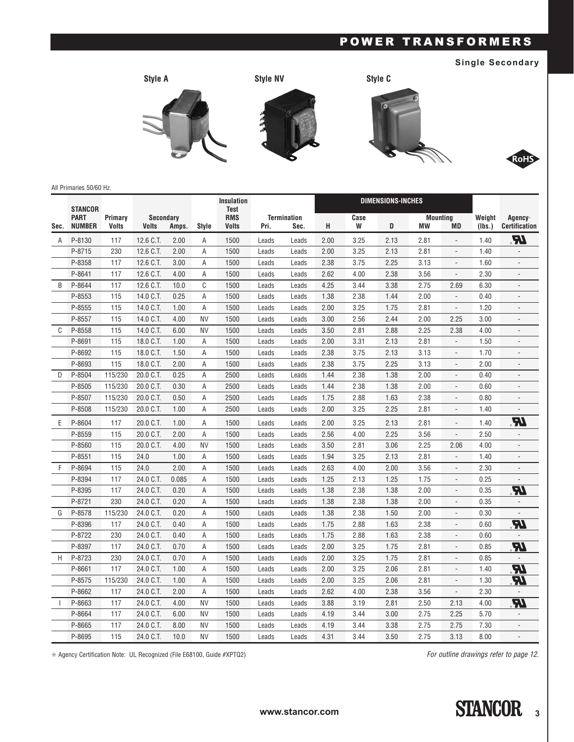# POWER TRANSFORMERS

**Single Secondary**

Style A　　Style NV　　Style C

All Primaries 50/60 Hz.

| Sec. | STANCOR PART NUMBER | Primary Volts | Secondary Volts | Secondary Amps. | Style | Insulation Test RMS Volts | Termination Pri. | Termination Sec. | H | Case W | D | Mounting MW | Mounting MD | Weight (lbs.) | Agency* Certification |
|---|---|---|---|---|---|---|---|---|---|---|---|---|---|---|---|
| | | | | | | | | | DIMENSIONS-INCHES | | | | | | |
| A | P-8130 | 117 | 12.6 C.T. | 2.00 | A | 1500 | Leads | Leads | 2.00 | 3.25 | 2.13 | 2.81 | - | 1.40 | UR |
| | P-8715 | 230 | 12.6 C.T. | 2.00 | A | 1500 | Leads | Leads | 2.00 | 3.25 | 2.13 | 2.81 | - | 1.40 | - |
| | P-8358 | 117 | 12.6 C.T. | 3.00 | A | 1500 | Leads | Leads | 2.38 | 3.75 | 2.25 | 3.13 | - | 1.60 | - |
| | P-8641 | 117 | 12.6 C.T. | 4.00 | A | 1500 | Leads | Leads | 2.62 | 4.00 | 2.38 | 3.56 | - | 2.30 | - |
| B | P-8644 | 117 | 12.6 C.T. | 10.0 | C | 1500 | Leads | Leads | 4.25 | 3.44 | 3.38 | 2.75 | 2.69 | 6.30 | - |
| | P-8553 | 115 | 14.0 C.T. | 0.25 | A | 1500 | Leads | Leads | 1.38 | 2.38 | 1.44 | 2.00 | - | 0.40 | - |
| | P-8555 | 115 | 14.0 C.T. | 1.00 | A | 1500 | Leads | Leads | 2.00 | 3.25 | 1.75 | 2.81 | - | 1.20 | - |
| | P-8557 | 115 | 14.0 C.T. | 4.00 | NV | 1500 | Leads | Leads | 3.00 | 2.56 | 2.44 | 2.00 | 2.25 | 3.00 | - |
| C | P-8558 | 115 | 14.0 C.T. | 6.00 | NV | 1500 | Leads | Leads | 3.50 | 2.81 | 2.88 | 2.25 | 2.38 | 4.00 | - |
| | P-8691 | 115 | 18.0 C.T. | 1.00 | A | 1500 | Leads | Leads | 2.00 | 3.31 | 2.13 | 2.81 | - | 1.50 | - |
| | P-8692 | 115 | 18.0 C.T. | 1.50 | A | 1500 | Leads | Leads | 2.38 | 3.75 | 2.13 | 3.13 | - | 1.70 | - |
| | P-8693 | 115 | 18.0 C.T. | 2.00 | A | 1500 | Leads | Leads | 2.38 | 3.75 | 2.25 | 3.13 | - | 2.00 | - |
| D | P-8504 | 115/230 | 20.0 C.T. | 0.25 | A | 2500 | Leads | Leads | 1.44 | 2.38 | 1.38 | 2.00 | - | 0.40 | - |
| | P-8505 | 115/230 | 20.0 C.T. | 0.30 | A | 2500 | Leads | Leads | 1.44 | 2.38 | 1.38 | 2.00 | - | 0.60 | - |
| | P-8507 | 115/230 | 20.0 C.T. | 0.50 | A | 2500 | Leads | Leads | 1.75 | 2.88 | 1.63 | 2.38 | - | 0.80 | - |
| | P-8508 | 115/230 | 20.0 C.T. | 1.00 | A | 2500 | Leads | Leads | 2.00 | 3.25 | 2.25 | 2.81 | - | 1.40 | - |
| E | P-8604 | 117 | 20.0 C.T. | 1.00 | A | 1500 | Leads | Leads | 2.00 | 3.25 | 2.13 | 2.81 | - | 1.40 | UR |
| | P-8559 | 115 | 20.0 C.T. | 2.00 | A | 1500 | Leads | Leads | 2.56 | 4.00 | 2.25 | 3.56 | - | 2.50 | - |
| | P-8560 | 115 | 20.0 C.T. | 4.00 | NV | 1500 | Leads | Leads | 3.50 | 2.81 | 3.06 | 2.25 | 2.06 | 4.00 | - |
| | P-8551 | 115 | 24.0 | 1.00 | A | 1500 | Leads | Leads | 1.94 | 3.25 | 2.13 | 2.81 | - | 1.40 | - |
| F | P-8694 | 115 | 24.0 | 2.00 | A | 1500 | Leads | Leads | 2.63 | 4.00 | 2.00 | 3.56 | - | 2.30 | - |
| | P-8394 | 117 | 24.0 C.T. | 0.085 | A | 1500 | Leads | Leads | 1.25 | 2.13 | 1.25 | 1.75 | - | 0.25 | - |
| | P-8395 | 117 | 24.0 C.T. | 0.20 | A | 1500 | Leads | Leads | 1.38 | 2.38 | 1.38 | 2.00 | - | 0.35 | UR |
| | P-8721 | 230 | 24.0 C.T. | 0.20 | A | 1500 | Leads | Leads | 1.38 | 2.38 | 1.38 | 2.00 | - | 0.35 | - |
| G | P-8578 | 115/230 | 24.0 C.T. | 0.20 | A | 1500 | Leads | Leads | 1.38 | 2.38 | 1.50 | 2.00 | - | 0.30 | - |
| | P-8396 | 117 | 24.0 C.T. | 0.40 | A | 1500 | Leads | Leads | 1.75 | 2.88 | 1.63 | 2.38 | - | 0.60 | UR |
| | P-8722 | 230 | 24.0 C.T. | 0.40 | A | 1500 | Leads | Leads | 1.75 | 2.88 | 1.63 | 2.38 | - | 0.60 | - |
| | P-8397 | 117 | 24.0 C.T. | 0.70 | A | 1500 | Leads | Leads | 2.00 | 3.25 | 1.75 | 2.81 | - | 0.85 | UR |
| H | P-8723 | 230 | 24.0 C.T. | 0.70 | A | 1500 | Leads | Leads | 2.00 | 3.25 | 1.75 | 2.81 | - | 0.85 | - |
| | P-8661 | 117 | 24.0 C.T. | 1.00 | A | 1500 | Leads | Leads | 2.00 | 3.25 | 2.06 | 2.81 | - | 1.40 | UR |
| | P-8575 | 115/230 | 24.0 C.T. | 1.00 | A | 1500 | Leads | Leads | 2.00 | 3.25 | 2.06 | 2.81 | - | 1.30 | UR |
| | P-8662 | 117 | 24.0 C.T. | 2.00 | A | 1500 | Leads | Leads | 2.62 | 4.00 | 2.38 | 3.56 | - | 2.30 | - |
| I | P-8663 | 117 | 24.0 C.T. | 4.00 | NV | 1500 | Leads | Leads | 3.88 | 3.19 | 2.81 | 2.50 | 2.13 | 4.00 | UR |
| | P-8664 | 117 | 24.0 C.T. | 6.00 | NV | 1500 | Leads | Leads | 4.19 | 3.44 | 3.00 | 2.75 | 2.25 | 5.70 | - |
| | P-8665 | 117 | 24.0 C.T. | 8.00 | NV | 1500 | Leads | Leads | 4.19 | 3.44 | 3.38 | 2.75 | 2.75 | 7.30 | - |
| | P-8695 | 115 | 24.0 C.T. | 10.0 | NV | 1500 | Leads | Leads | 4.31 | 3.44 | 3.50 | 2.75 | 3.13 | 8.00 | - |

* Agency Certification Note: UL Recognized (File E68100, Guide #XPTQ2)

*For outline drawings refer to page 12.*

www.stancor.com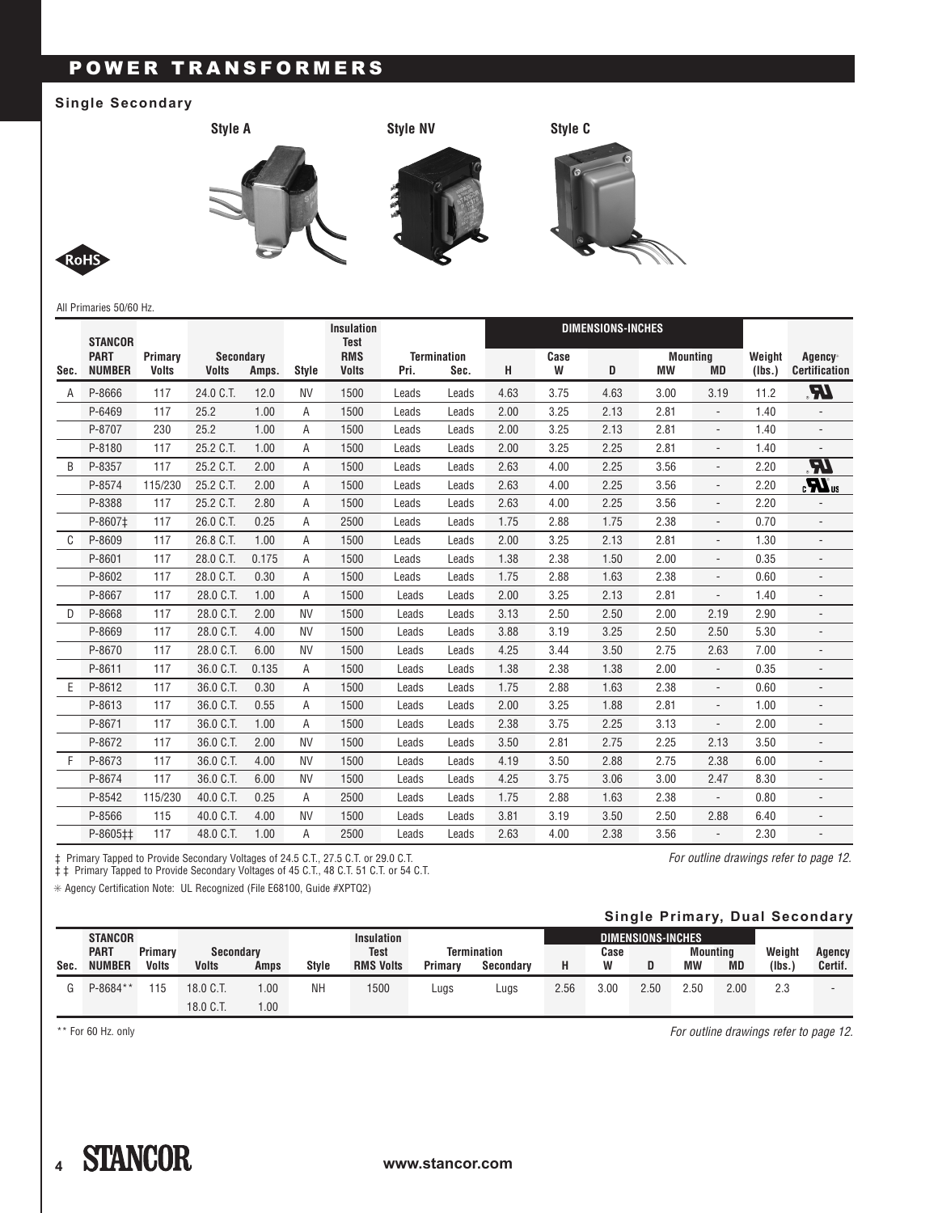# POWER TRANSFORMERS

## Single Secondary

Style A | Style NV | Style C

RoHS

All Primaries 50/60 Hz.

| Sec. | STANCOR PART NUMBER | Primary Volts | Secondary Volts | Secondary Amps. | Style | Insulation Test RMS Volts | Termination Pri. | Termination Sec. | H | Case W | D | Mounting MW | Mounting MD | Weight (lbs.) | Agency* Certification |
|---|---|---|---|---|---|---|---|---|---|---|---|---|---|---|---|
| A | P-8666 | 117 | 24.0 C.T. | 12.0 | NV | 1500 | Leads | Leads | 4.63 | 3.75 | 4.63 | 3.00 | 3.19 | 11.2 | UR |
| | P-6469 | 117 | 25.2 | 1.00 | A | 1500 | Leads | Leads | 2.00 | 3.25 | 2.13 | 2.81 | - | 1.40 | - |
| | P-8707 | 230 | 25.2 | 1.00 | A | 1500 | Leads | Leads | 2.00 | 3.25 | 2.13 | 2.81 | - | 1.40 | - |
| | P-8180 | 117 | 25.2 C.T. | 1.00 | A | 1500 | Leads | Leads | 2.00 | 3.25 | 2.25 | 2.81 | - | 1.40 | - |
| B | P-8357 | 117 | 25.2 C.T. | 2.00 | A | 1500 | Leads | Leads | 2.63 | 4.00 | 2.25 | 3.56 | - | 2.20 | UR |
| | P-8574 | 115/230 | 25.2 C.T. | 2.00 | A | 1500 | Leads | Leads | 2.63 | 4.00 | 2.25 | 3.56 | - | 2.20 | cURus |
| | P-8388 | 117 | 25.2 C.T. | 2.80 | A | 1500 | Leads | Leads | 2.63 | 4.00 | 2.25 | 3.56 | - | 2.20 | - |
| | P-8607‡ | 117 | 26.0 C.T. | 0.25 | A | 2500 | Leads | Leads | 1.75 | 2.88 | 1.75 | 2.38 | - | 0.70 | - |
| C | P-8609 | 117 | 26.8 C.T. | 1.00 | A | 1500 | Leads | Leads | 2.00 | 3.25 | 2.13 | 2.81 | - | 1.30 | - |
| | P-8601 | 117 | 28.0 C.T. | 0.175 | A | 1500 | Leads | Leads | 1.38 | 2.38 | 1.50 | 2.00 | - | 0.35 | - |
| | P-8602 | 117 | 28.0 C.T. | 0.30 | A | 1500 | Leads | Leads | 1.75 | 2.88 | 1.63 | 2.38 | - | 0.60 | - |
| | P-8667 | 117 | 28.0 C.T. | 1.00 | A | 1500 | Leads | Leads | 2.00 | 3.25 | 2.13 | 2.81 | - | 1.40 | - |
| D | P-8668 | 117 | 28.0 C.T. | 2.00 | NV | 1500 | Leads | Leads | 3.13 | 2.50 | 2.50 | 2.00 | 2.19 | 2.90 | - |
| | P-8669 | 117 | 28.0 C.T. | 4.00 | NV | 1500 | Leads | Leads | 3.88 | 3.19 | 3.25 | 2.50 | 2.50 | 5.30 | - |
| | P-8670 | 117 | 28.0 C.T. | 6.00 | NV | 1500 | Leads | Leads | 4.25 | 3.44 | 3.50 | 2.75 | 2.63 | 7.00 | - |
| | P-8611 | 117 | 36.0 C.T. | 0.135 | A | 1500 | Leads | Leads | 1.38 | 2.38 | 1.38 | 2.00 | - | 0.35 | - |
| E | P-8612 | 117 | 36.0 C.T. | 0.30 | A | 1500 | Leads | Leads | 1.75 | 2.88 | 1.63 | 2.38 | - | 0.60 | - |
| | P-8613 | 117 | 36.0 C.T. | 0.55 | A | 1500 | Leads | Leads | 2.00 | 3.25 | 1.88 | 2.81 | - | 1.00 | - |
| | P-8671 | 117 | 36.0 C.T. | 1.00 | A | 1500 | Leads | Leads | 2.38 | 3.75 | 2.25 | 3.13 | - | 2.00 | - |
| | P-8672 | 117 | 36.0 C.T. | 2.00 | NV | 1500 | Leads | Leads | 3.50 | 2.81 | 2.75 | 2.25 | 2.13 | 3.50 | - |
| F | P-8673 | 117 | 36.0 C.T. | 4.00 | NV | 1500 | Leads | Leads | 4.19 | 3.50 | 2.88 | 2.75 | 2.38 | 6.00 | - |
| | P-8674 | 117 | 36.0 C.T. | 6.00 | NV | 1500 | Leads | Leads | 4.25 | 3.75 | 3.06 | 3.00 | 2.47 | 8.30 | - |
| | P-8542 | 115/230 | 40.0 C.T. | 0.25 | A | 2500 | Leads | Leads | 1.75 | 2.88 | 1.63 | 2.38 | - | 0.80 | - |
| | P-8566 | 115 | 40.0 C.T. | 4.00 | NV | 1500 | Leads | Leads | 3.81 | 3.19 | 3.50 | 2.50 | 2.88 | 6.40 | - |
| | P-8605‡‡ | 117 | 48.0 C.T. | 1.00 | A | 2500 | Leads | Leads | 2.63 | 4.00 | 2.38 | 3.56 | - | 2.30 | - |

‡ Primary Tapped to Provide Secondary Voltages of 24.5 C.T., 27.5 C.T. or 29.0 C.T.
‡‡ Primary Tapped to Provide Secondary Voltages of 45 C.T., 48 C.T. 51 C.T. or 54 C.T.

*For outline drawings refer to page 12.*

* Agency Certification Note: UL Recognized (File E68100, Guide #XPTQ2)

## Single Primary, Dual Secondary

| Sec. | STANCOR PART NUMBER | Primary Volts | Secondary Volts | Secondary Amps | Style | Insulation Test RMS Volts | Termination Primary | Termination Secondary | H | Case W | D | Mounting MW | Mounting MD | Weight (lbs.) | Agency Certif. |
|---|---|---|---|---|---|---|---|---|---|---|---|---|---|---|---|
| G | P-8684** | 115 | 18.0 C.T. | 1.00 | NH | 1500 | Lugs | Lugs | 2.56 | 3.00 | 2.50 | 2.50 | 2.00 | 2.3 | - |
| | | | 18.0 C.T. | 1.00 | | | | | | | | | | | |

** For 60 Hz. only

*For outline drawings refer to page 12.*

STANCOR

www.stancor.com